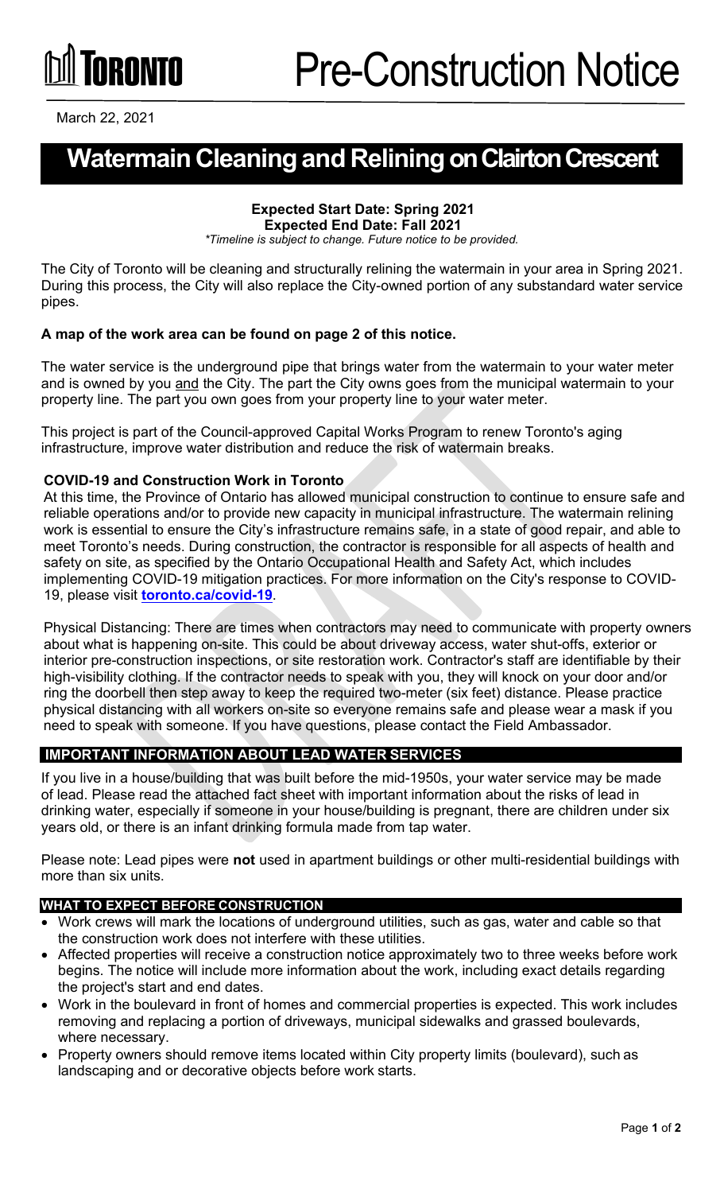TORONTO

# Pre-Construction Notice

March 22, 2021

## Watermain Cleaning and Relining on Clairton Crescent

**Expected Start Date: Spring 2021**
**Expected End Date: Fall 2021**
*\*Timeline is subject to change. Future notice to be provided.*

The City of Toronto will be cleaning and structurally relining the watermain in your area in Spring 2021. During this process, the City will also replace the City-owned portion of any substandard water service pipes.

**A map of the work area can be found on page 2 of this notice.**

The water service is the underground pipe that brings water from the watermain to your water meter and is owned by you and the City. The part the City owns goes from the municipal watermain to your property line. The part you own goes from your property line to your water meter.

This project is part of the Council-approved Capital Works Program to renew Toronto's aging infrastructure, improve water distribution and reduce the risk of watermain breaks.

**COVID-19 and Construction Work in Toronto**
At this time, the Province of Ontario has allowed municipal construction to continue to ensure safe and reliable operations and/or to provide new capacity in municipal infrastructure. The watermain relining work is essential to ensure the City's infrastructure remains safe, in a state of good repair, and able to meet Toronto's needs. During construction, the contractor is responsible for all aspects of health and safety on site, as specified by the Ontario Occupational Health and Safety Act, which includes implementing COVID-19 mitigation practices. For more information on the City's response to COVID-19, please visit **toronto.ca/covid-19**.

Physical Distancing: There are times when contractors may need to communicate with property owners about what is happening on-site. This could be about driveway access, water shut-offs, exterior or interior pre-construction inspections, or site restoration work. Contractor's staff are identifiable by their high-visibility clothing. If the contractor needs to speak with you, they will knock on your door and/or ring the doorbell then step away to keep the required two-meter (six feet) distance. Please practice physical distancing with all workers on-site so everyone remains safe and please wear a mask if you need to speak with someone. If you have questions, please contact the Field Ambassador.

### IMPORTANT INFORMATION ABOUT LEAD WATER SERVICES

If you live in a house/building that was built before the mid-1950s, your water service may be made of lead. Please read the attached fact sheet with important information about the risks of lead in drinking water, especially if someone in your house/building is pregnant, there are children under six years old, or there is an infant drinking formula made from tap water.

Please note: Lead pipes were **not** used in apartment buildings or other multi-residential buildings with more than six units.

### WHAT TO EXPECT BEFORE CONSTRUCTION

- Work crews will mark the locations of underground utilities, such as gas, water and cable so that the construction work does not interfere with these utilities.
- Affected properties will receive a construction notice approximately two to three weeks before work begins. The notice will include more information about the work, including exact details regarding the project's start and end dates.
- Work in the boulevard in front of homes and commercial properties is expected. This work includes removing and replacing a portion of driveways, municipal sidewalks and grassed boulevards, where necessary.
- Property owners should remove items located within City property limits (boulevard), such as landscaping and or decorative objects before work starts.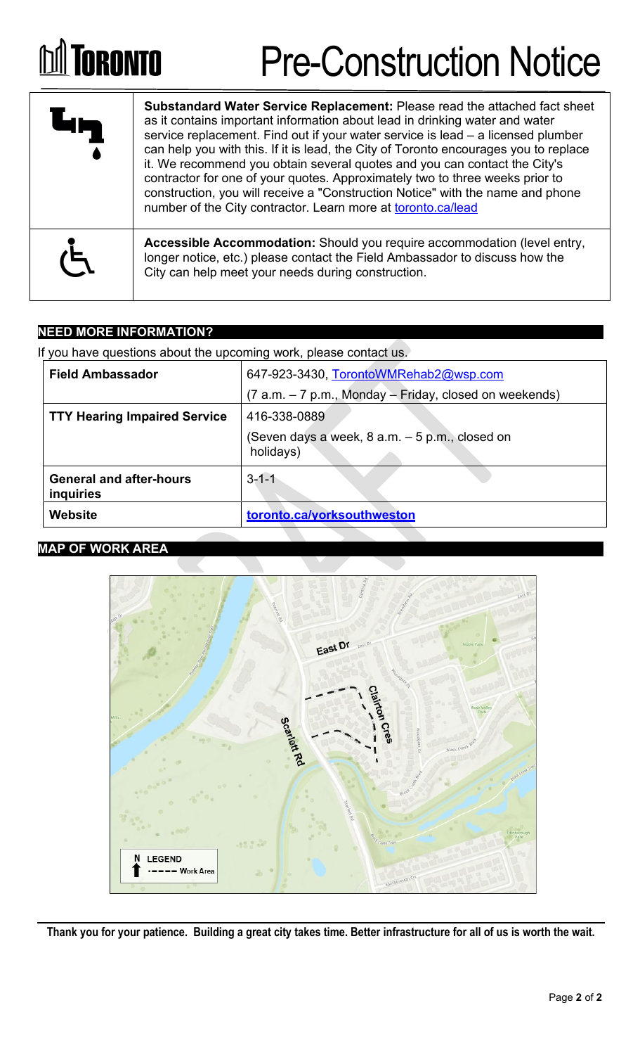# Pre-Construction Notice

**Substandard Water Service Replacement:** Please read the attached fact sheet as it contains important information about lead in drinking water and water service replacement. Find out if your water service is lead – a licensed plumber can help you with this. If it is lead, the City of Toronto encourages you to replace it. We recommend you obtain several quotes and you can contact the City's contractor for one of your quotes. Approximately two to three weeks prior to construction, you will receive a "Construction Notice" with the name and phone number of the City contractor. Learn more at toronto.ca/lead

**Accessible Accommodation:** Should you require accommodation (level entry, longer notice, etc.) please contact the Field Ambassador to discuss how the City can help meet your needs during construction.

## NEED MORE INFORMATION?

If you have questions about the upcoming work, please contact us.

| | |
|---|---|
| **Field Ambassador** | 647-923-3430, TorontoWMRehab2@wsp.com<br>(7 a.m. – 7 p.m., Monday – Friday, closed on weekends) |
| **TTY Hearing Impaired Service** | 416-338-0889<br>(Seven days a week, 8 a.m. – 5 p.m., closed on holidays) |
| **General and after-hours inquiries** | 3-1-1 |
| **Website** | **toronto.ca/yorksouthweston** |

## MAP OF WORK AREA

East Dr
Clairton Cres
Scarlett Rd
N
LEGEND
Work Area

**Thank you for your patience. Building a great city takes time. Better infrastructure for all of us is worth the wait.**